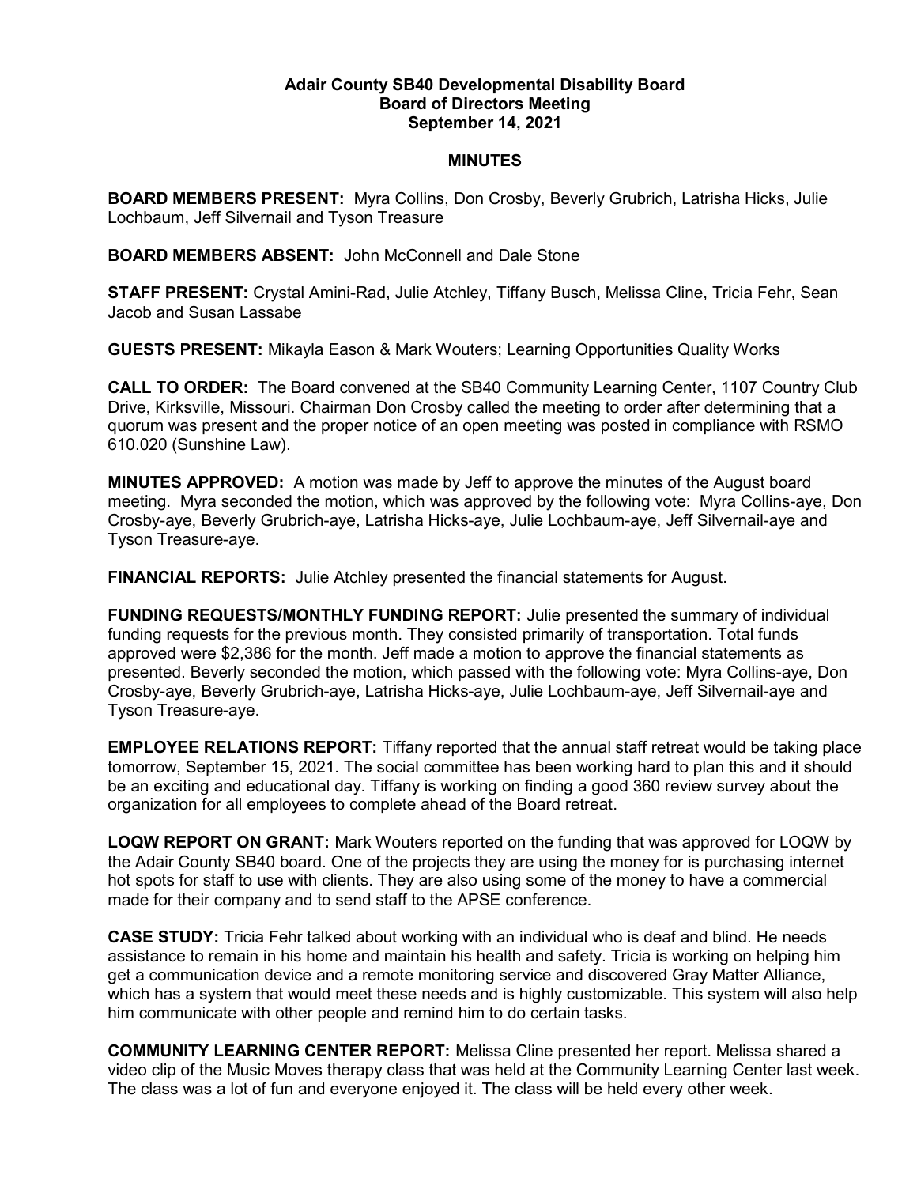# Adair County SB40 Developmental Disability Board
## Board of Directors Meeting
### September 14, 2021

## MINUTES

**BOARD MEMBERS PRESENT:** Myra Collins, Don Crosby, Beverly Grubrich, Latrisha Hicks, Julie Lochbaum, Jeff Silvernail and Tyson Treasure

**BOARD MEMBERS ABSENT:** John McConnell and Dale Stone

**STAFF PRESENT:** Crystal Amini-Rad, Julie Atchley, Tiffany Busch, Melissa Cline, Tricia Fehr, Sean Jacob and Susan Lassabe

**GUESTS PRESENT:** Mikayla Eason & Mark Wouters; Learning Opportunities Quality Works

**CALL TO ORDER:** The Board convened at the SB40 Community Learning Center, 1107 Country Club Drive, Kirksville, Missouri. Chairman Don Crosby called the meeting to order after determining that a quorum was present and the proper notice of an open meeting was posted in compliance with RSMO 610.020 (Sunshine Law).

**MINUTES APPROVED:** A motion was made by Jeff to approve the minutes of the August board meeting. Myra seconded the motion, which was approved by the following vote: Myra Collins-aye, Don Crosby-aye, Beverly Grubrich-aye, Latrisha Hicks-aye, Julie Lochbaum-aye, Jeff Silvernail-aye and Tyson Treasure-aye.

**FINANCIAL REPORTS:** Julie Atchley presented the financial statements for August.

**FUNDING REQUESTS/MONTHLY FUNDING REPORT:** Julie presented the summary of individual funding requests for the previous month. They consisted primarily of transportation. Total funds approved were $2,386 for the month. Jeff made a motion to approve the financial statements as presented. Beverly seconded the motion, which passed with the following vote: Myra Collins-aye, Don Crosby-aye, Beverly Grubrich-aye, Latrisha Hicks-aye, Julie Lochbaum-aye, Jeff Silvernail-aye and Tyson Treasure-aye.

**EMPLOYEE RELATIONS REPORT:** Tiffany reported that the annual staff retreat would be taking place tomorrow, September 15, 2021. The social committee has been working hard to plan this and it should be an exciting and educational day. Tiffany is working on finding a good 360 review survey about the organization for all employees to complete ahead of the Board retreat.

**LOQW REPORT ON GRANT:** Mark Wouters reported on the funding that was approved for LOQW by the Adair County SB40 board. One of the projects they are using the money for is purchasing internet hot spots for staff to use with clients. They are also using some of the money to have a commercial made for their company and to send staff to the APSE conference.

**CASE STUDY:** Tricia Fehr talked about working with an individual who is deaf and blind. He needs assistance to remain in his home and maintain his health and safety. Tricia is working on helping him get a communication device and a remote monitoring service and discovered Gray Matter Alliance, which has a system that would meet these needs and is highly customizable. This system will also help him communicate with other people and remind him to do certain tasks.

**COMMUNITY LEARNING CENTER REPORT:** Melissa Cline presented her report. Melissa shared a video clip of the Music Moves therapy class that was held at the Community Learning Center last week. The class was a lot of fun and everyone enjoyed it. The class will be held every other week.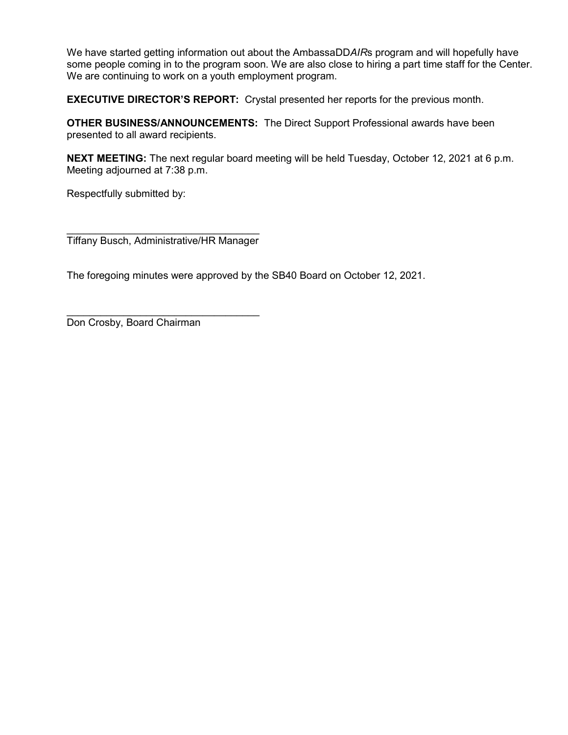We have started getting information out about the AmbassaDD*AIR*s program and will hopefully have some people coming in to the program soon. We are also close to hiring a part time staff for the Center. We are continuing to work on a youth employment program.

**EXECUTIVE DIRECTOR'S REPORT:** Crystal presented her reports for the previous month.

**OTHER BUSINESS/ANNOUNCEMENTS:** The Direct Support Professional awards have been presented to all award recipients.

**NEXT MEETING:** The next regular board meeting will be held Tuesday, October 12, 2021 at 6 p.m. Meeting adjourned at 7:38 p.m.

Respectfully submitted by:

__________________________________
Tiffany Busch, Administrative/HR Manager

The foregoing minutes were approved by the SB40 Board on October 12, 2021.

__________________________________
Don Crosby, Board Chairman